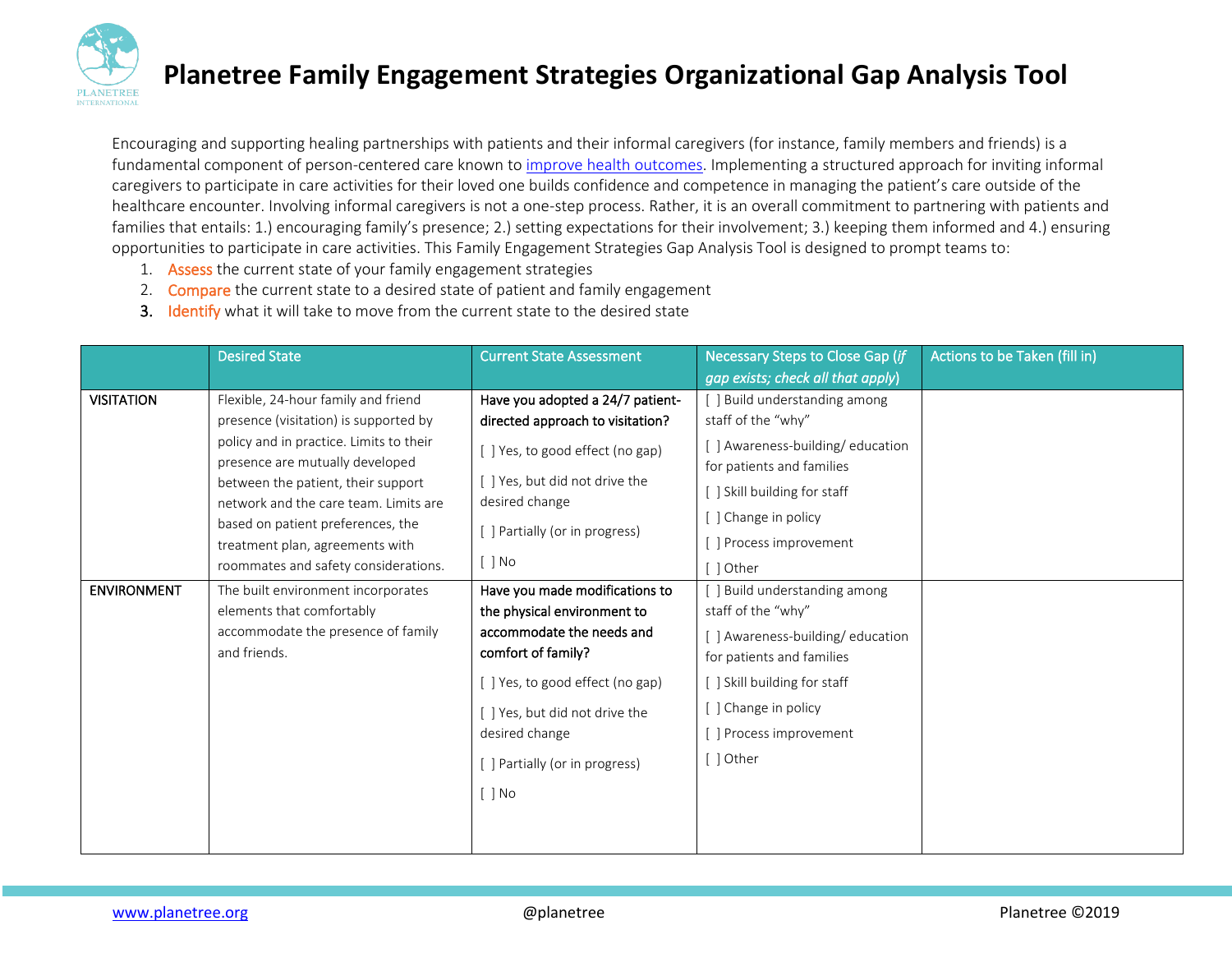# Planetree Family Engagement Strategies Organizational Gap Analysis Tool

Encouraging and supporting healing partnerships with patients and their informal caregivers (for instance, family members and friends) is a fundamental component of person-centered care known to improve health outcomes. Implementing a structured approach for inviting informal caregivers to participate in care activities for their loved one builds confidence and competence in managing the patient's care outside of the healthcare encounter. Involving informal caregivers is not a one-step process. Rather, it is an overall commitment to partnering with patients and families that entails: 1.) encouraging family's presence; 2.) setting expectations for their involvement; 3.) keeping them informed and 4.) ensuring opportunities to participate in care activities. This Family Engagement Strategies Gap Analysis Tool is designed to prompt teams to:

1. Assess the current state of your family engagement strategies
2. Compare the current state to a desired state of patient and family engagement
3. Identify what it will take to move from the current state to the desired state

| | Desired State | Current State Assessment | Necessary Steps to Close Gap (*if gap exists; check all that apply*) | Actions to be Taken (fill in) |
|---|---|---|---|---|
| VISITATION | Flexible, 24-hour family and friend presence (visitation) is supported by policy and in practice. Limits to their presence are mutually developed between the patient, their support network and the care team. Limits are based on patient preferences, the treatment plan, agreements with roommates and safety considerations. | **Have you adopted a 24/7 patient-directed approach to visitation?**<br>[ ] Yes, to good effect (no gap)<br>[ ] Yes, but did not drive the desired change<br>[ ] Partially (or in progress)<br>[ ] No | [ ] Build understanding among staff of the "why"<br>[ ] Awareness-building/ education for patients and families<br>[ ] Skill building for staff<br>[ ] Change in policy<br>[ ] Process improvement<br>[ ] Other | |
| ENVIRONMENT | The built environment incorporates elements that comfortably accommodate the presence of family and friends. | **Have you made modifications to the physical environment to accommodate the needs and comfort of family?**<br>[ ] Yes, to good effect (no gap)<br>[ ] Yes, but did not drive the desired change<br>[ ] Partially (or in progress)<br>[ ] No | [ ] Build understanding among staff of the "why"<br>[ ] Awareness-building/ education for patients and families<br>[ ] Skill building for staff<br>[ ] Change in policy<br>[ ] Process improvement<br>[ ] Other | |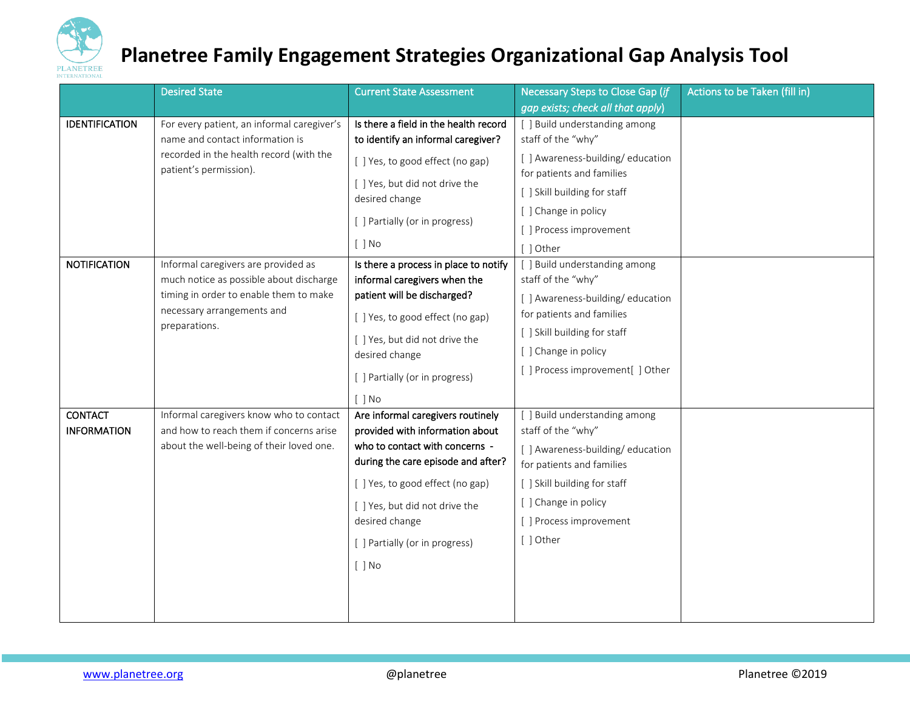# Planetree Family Engagement Strategies Organizational Gap Analysis Tool

| | Desired State | Current State Assessment | Necessary Steps to Close Gap (*if gap exists; check all that apply*) | Actions to be Taken (fill in) |
|---|---|---|---|---|
| IDENTIFICATION | For every patient, an informal caregiver's name and contact information is recorded in the health record (with the patient's permission). | **Is there a field in the health record to identify an informal caregiver?**<br>[ ] Yes, to good effect (no gap)<br>[ ] Yes, but did not drive the desired change<br>[ ] Partially (or in progress)<br>[ ] No | [ ] Build understanding among staff of the "why"<br>[ ] Awareness-building/ education for patients and families<br>[ ] Skill building for staff<br>[ ] Change in policy<br>[ ] Process improvement<br>[ ] Other | |
| NOTIFICATION | Informal caregivers are provided as much notice as possible about discharge timing in order to enable them to make necessary arrangements and preparations. | **Is there a process in place to notify informal caregivers when the patient will be discharged?**<br>[ ] Yes, to good effect (no gap)<br>[ ] Yes, but did not drive the desired change<br>[ ] Partially (or in progress)<br>[ ] No | [ ] Build understanding among staff of the "why"<br>[ ] Awareness-building/ education for patients and families<br>[ ] Skill building for staff<br>[ ] Change in policy<br>[ ] Process improvement[ ] Other | |
| CONTACT INFORMATION | Informal caregivers know who to contact and how to reach them if concerns arise about the well-being of their loved one. | **Are informal caregivers routinely provided with information about who to contact with concerns - during the care episode and after?**<br>[ ] Yes, to good effect (no gap)<br>[ ] Yes, but did not drive the desired change<br>[ ] Partially (or in progress)<br>[ ] No | [ ] Build understanding among staff of the "why"<br>[ ] Awareness-building/ education for patients and families<br>[ ] Skill building for staff<br>[ ] Change in policy<br>[ ] Process improvement<br>[ ] Other | |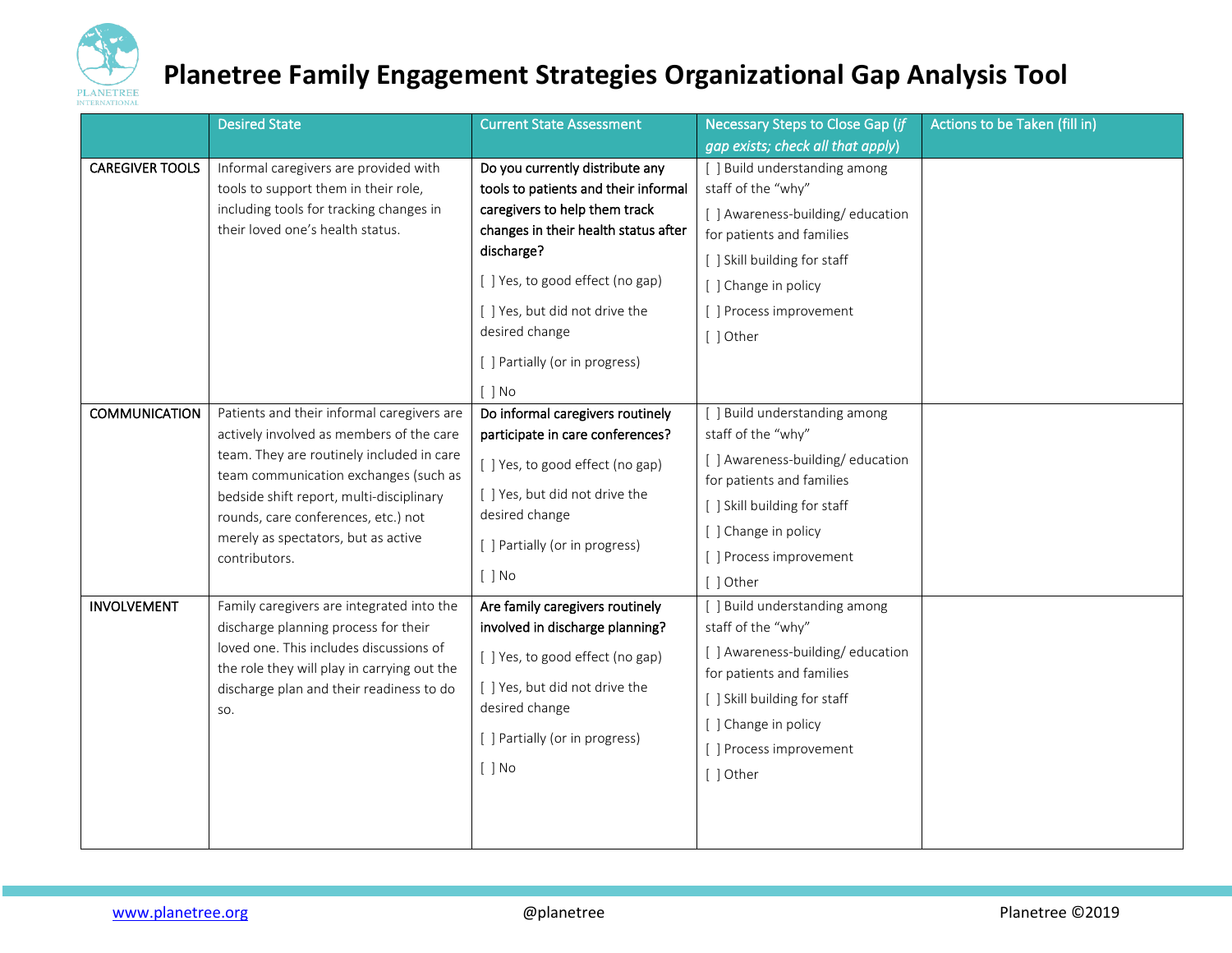# Planetree Family Engagement Strategies Organizational Gap Analysis Tool

| | Desired State | Current State Assessment | Necessary Steps to Close Gap (*if gap exists; check all that apply*) | Actions to be Taken (fill in) |
|---|---|---|---|---|
| CAREGIVER TOOLS | Informal caregivers are provided with tools to support them in their role, including tools for tracking changes in their loved one's health status. | Do you currently distribute any tools to patients and their informal caregivers to help them track changes in their health status after discharge?<br>[ ] Yes, to good effect (no gap)<br>[ ] Yes, but did not drive the desired change<br>[ ] Partially (or in progress)<br>[ ] No | [ ] Build understanding among staff of the "why"<br>[ ] Awareness-building/ education for patients and families<br>[ ] Skill building for staff<br>[ ] Change in policy<br>[ ] Process improvement<br>[ ] Other | |
| COMMUNICATION | Patients and their informal caregivers are actively involved as members of the care team. They are routinely included in care team communication exchanges (such as bedside shift report, multi-disciplinary rounds, care conferences, etc.) not merely as spectators, but as active contributors. | Do informal caregivers routinely participate in care conferences?<br>[ ] Yes, to good effect (no gap)<br>[ ] Yes, but did not drive the desired change<br>[ ] Partially (or in progress)<br>[ ] No | [ ] Build understanding among staff of the "why"<br>[ ] Awareness-building/ education for patients and families<br>[ ] Skill building for staff<br>[ ] Change in policy<br>[ ] Process improvement<br>[ ] Other | |
| INVOLVEMENT | Family caregivers are integrated into the discharge planning process for their loved one. This includes discussions of the role they will play in carrying out the discharge plan and their readiness to do so. | Are family caregivers routinely involved in discharge planning?<br>[ ] Yes, to good effect (no gap)<br>[ ] Yes, but did not drive the desired change<br>[ ] Partially (or in progress)<br>[ ] No | [ ] Build understanding among staff of the "why"<br>[ ] Awareness-building/ education for patients and families<br>[ ] Skill building for staff<br>[ ] Change in policy<br>[ ] Process improvement<br>[ ] Other | |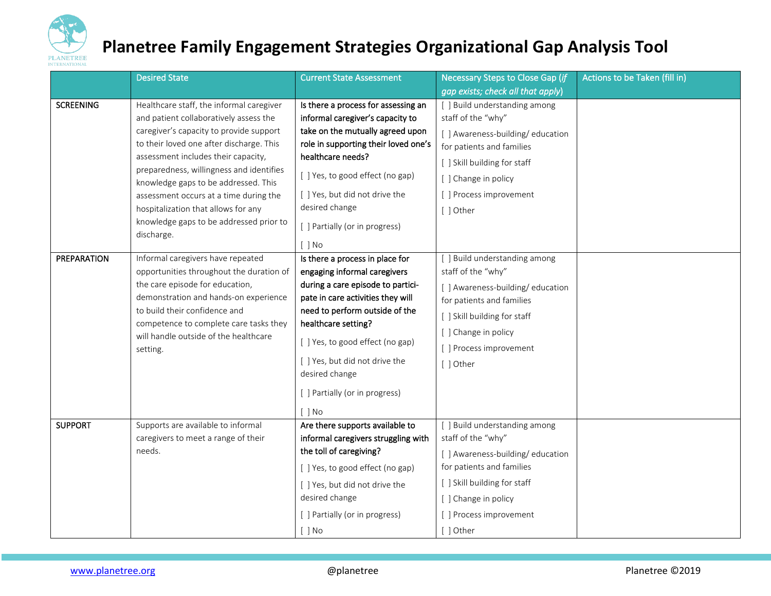# Planetree Family Engagement Strategies Organizational Gap Analysis Tool

| | Desired State | Current State Assessment | Necessary Steps to Close Gap (*if gap exists; check all that apply*) | Actions to be Taken (fill in) |
|---|---|---|---|---|
| SCREENING | Healthcare staff, the informal caregiver and patient collaboratively assess the caregiver's capacity to provide support to their loved one after discharge. This assessment includes their capacity, preparedness, willingness and identifies knowledge gaps to be addressed. This assessment occurs at a time during the hospitalization that allows for any knowledge gaps to be addressed prior to discharge. | **Is there a process for assessing an informal caregiver's capacity to take on the mutually agreed upon role in supporting their loved one's healthcare needs?** <br> [ ] Yes, to good effect (no gap) <br> [ ] Yes, but did not drive the desired change <br> [ ] Partially (or in progress) <br> [ ] No | [ ] Build understanding among staff of the "why" <br> [ ] Awareness-building/ education for patients and families <br> [ ] Skill building for staff <br> [ ] Change in policy <br> [ ] Process improvement <br> [ ] Other | |
| PREPARATION | Informal caregivers have repeated opportunities throughout the duration of the care episode for education, demonstration and hands-on experience to build their confidence and competence to complete care tasks they will handle outside of the healthcare setting. | **Is there a process in place for engaging informal caregivers during a care episode to participate in care activities they will need to perform outside of the healthcare setting?** <br> [ ] Yes, to good effect (no gap) <br> [ ] Yes, but did not drive the desired change <br> [ ] Partially (or in progress) <br> [ ] No | [ ] Build understanding among staff of the "why" <br> [ ] Awareness-building/ education for patients and families <br> [ ] Skill building for staff <br> [ ] Change in policy <br> [ ] Process improvement <br> [ ] Other | |
| SUPPORT | Supports are available to informal caregivers to meet a range of their needs. | **Are there supports available to informal caregivers struggling with the toll of caregiving?** <br> [ ] Yes, to good effect (no gap) <br> [ ] Yes, but did not drive the desired change <br> [ ] Partially (or in progress) <br> [ ] No | [ ] Build understanding among staff of the "why" <br> [ ] Awareness-building/ education for patients and families <br> [ ] Skill building for staff <br> [ ] Change in policy <br> [ ] Process improvement <br> [ ] Other | |